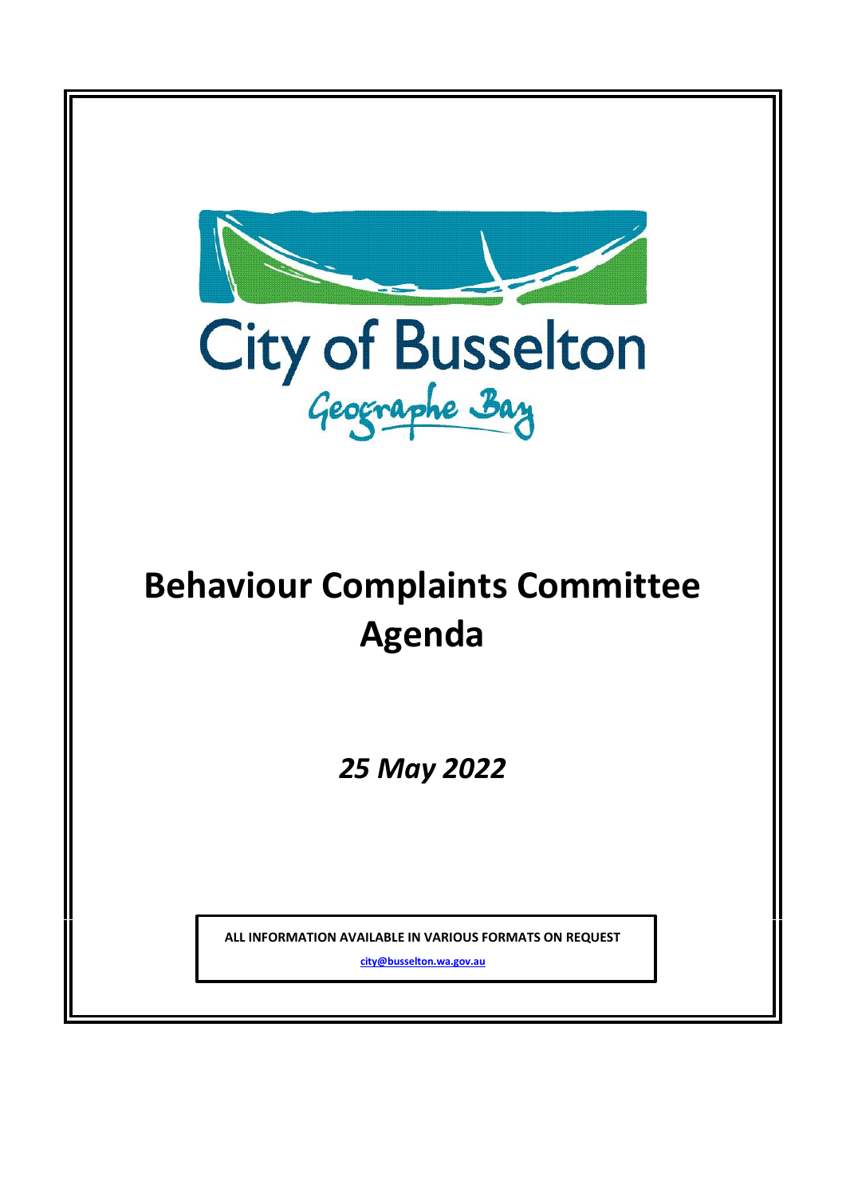City of Busselton

Geographe Bay

# Behaviour Complaints Committee Agenda

*25 May 2022*

**ALL INFORMATION AVAILABLE IN VARIOUS FORMATS ON REQUEST**

**city@busselton.wa.gov.au**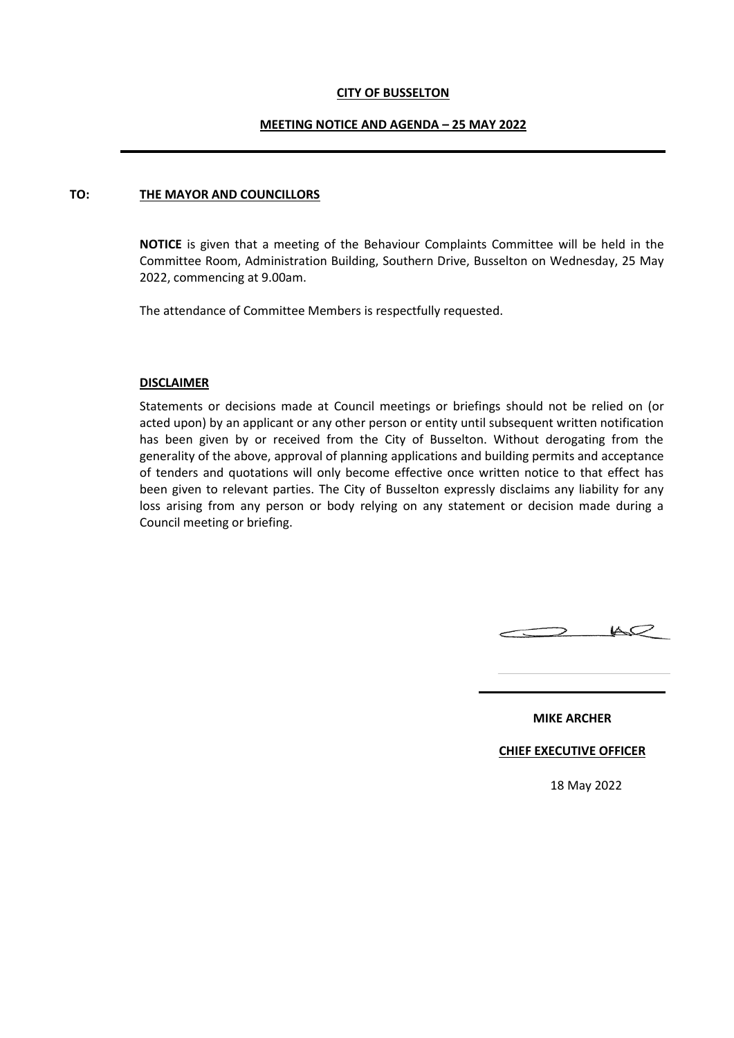**CITY OF BUSSELTON**

**MEETING NOTICE AND AGENDA – 25 MAY 2022**

---

**TO:** **THE MAYOR AND COUNCILLORS**

**NOTICE** is given that a meeting of the Behaviour Complaints Committee will be held in the Committee Room, Administration Building, Southern Drive, Busselton on Wednesday, 25 May 2022, commencing at 9.00am.

The attendance of Committee Members is respectfully requested.

**DISCLAIMER**

Statements or decisions made at Council meetings or briefings should not be relied on (or acted upon) by an applicant or any other person or entity until subsequent written notification has been given by or received from the City of Busselton. Without derogating from the generality of the above, approval of planning applications and building permits and acceptance of tenders and quotations will only become effective once written notice to that effect has been given to relevant parties. The City of Busselton expressly disclaims any liability for any loss arising from any person or body relying on any statement or decision made during a Council meeting or briefing.

**MIKE ARCHER**

**CHIEF EXECUTIVE OFFICER**

18 May 2022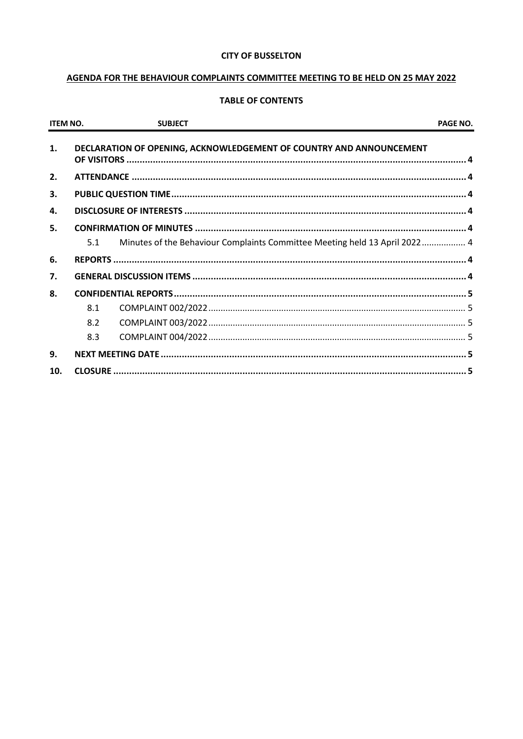**CITY OF BUSSELTON**

**AGENDA FOR THE BEHAVIOUR COMPLAINTS COMMITTEE MEETING TO BE HELD ON 25 MAY 2022**

**TABLE OF CONTENTS**

| ITEM NO. | | SUBJECT | PAGE NO. |
|---|---|---|---|
| **1.** | | **DECLARATION OF OPENING, ACKNOWLEDGEMENT OF COUNTRY AND ANNOUNCEMENT OF VISITORS** | **4** |
| **2.** | | **ATTENDANCE** | **4** |
| **3.** | | **PUBLIC QUESTION TIME** | **4** |
| **4.** | | **DISCLOSURE OF INTERESTS** | **4** |
| **5.** | | **CONFIRMATION OF MINUTES** | **4** |
| | 5.1 | Minutes of the Behaviour Complaints Committee Meeting held 13 April 2022 | 4 |
| **6.** | | **REPORTS** | **4** |
| **7.** | | **GENERAL DISCUSSION ITEMS** | **4** |
| **8.** | | **CONFIDENTIAL REPORTS** | **5** |
| | 8.1 | COMPLAINT 002/2022 | 5 |
| | 8.2 | COMPLAINT 003/2022 | 5 |
| | 8.3 | COMPLAINT 004/2022 | 5 |
| **9.** | | **NEXT MEETING DATE** | **5** |
| **10.** | | **CLOSURE** | **5** |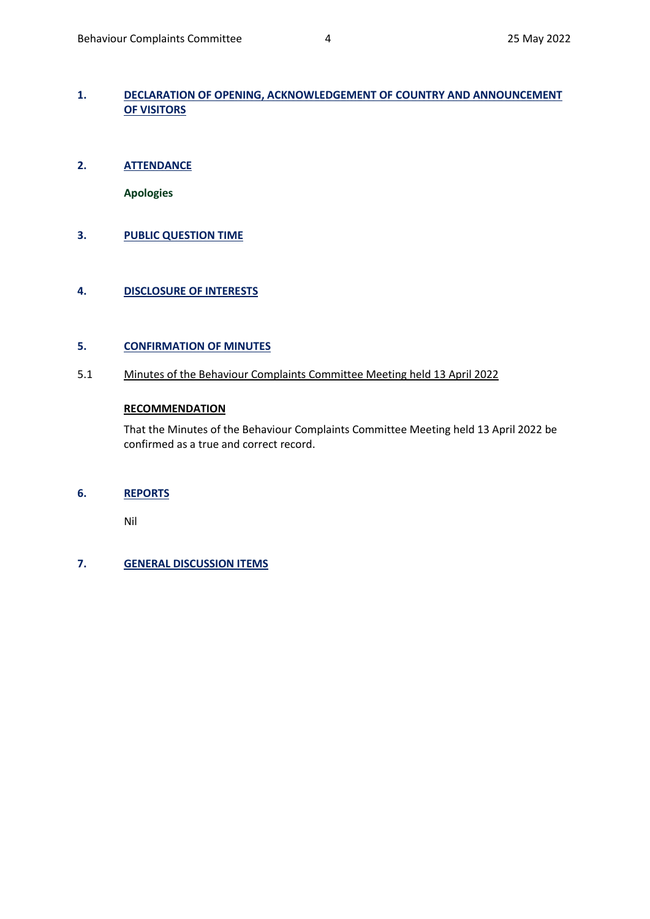## 1. DECLARATION OF OPENING, ACKNOWLEDGEMENT OF COUNTRY AND ANNOUNCEMENT OF VISITORS

## 2. ATTENDANCE

**Apologies**

## 3. PUBLIC QUESTION TIME

## 4. DISCLOSURE OF INTERESTS

## 5. CONFIRMATION OF MINUTES

### 5.1 Minutes of the Behaviour Complaints Committee Meeting held 13 April 2022

**RECOMMENDATION**

That the Minutes of the Behaviour Complaints Committee Meeting held 13 April 2022 be confirmed as a true and correct record.

## 6. REPORTS

Nil

## 7. GENERAL DISCUSSION ITEMS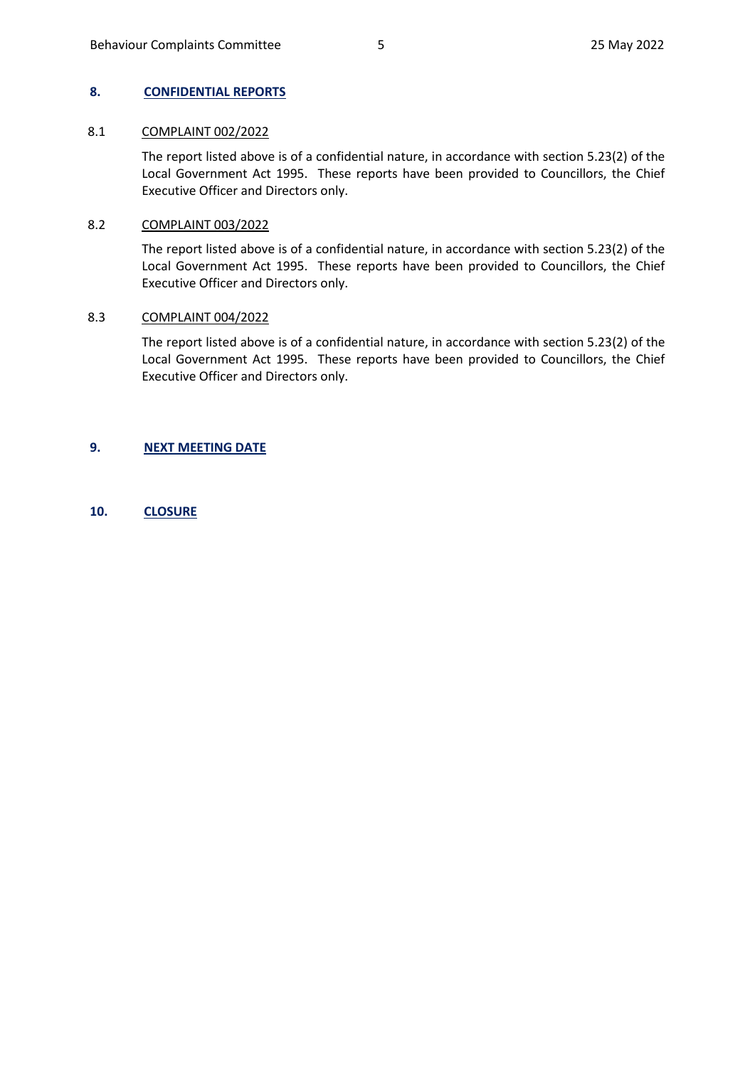## 8. CONFIDENTIAL REPORTS

### 8.1 COMPLAINT 002/2022

The report listed above is of a confidential nature, in accordance with section 5.23(2) of the Local Government Act 1995. These reports have been provided to Councillors, the Chief Executive Officer and Directors only.

### 8.2 COMPLAINT 003/2022

The report listed above is of a confidential nature, in accordance with section 5.23(2) of the Local Government Act 1995. These reports have been provided to Councillors, the Chief Executive Officer and Directors only.

### 8.3 COMPLAINT 004/2022

The report listed above is of a confidential nature, in accordance with section 5.23(2) of the Local Government Act 1995. These reports have been provided to Councillors, the Chief Executive Officer and Directors only.

## 9. NEXT MEETING DATE

## 10. CLOSURE